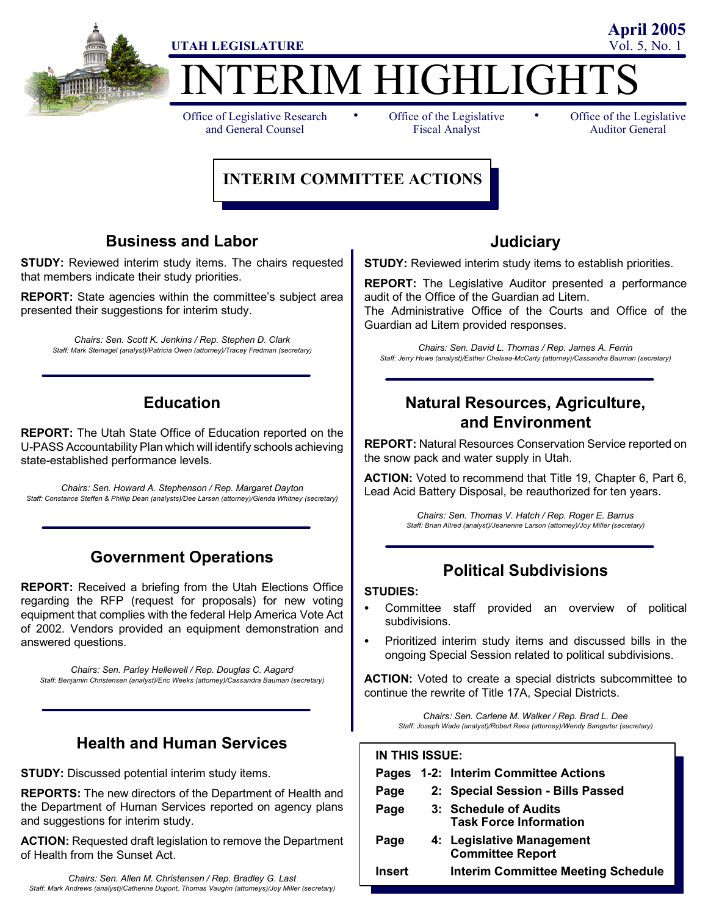**UTAH LEGISLATURE**

**April 2005**
Vol. 5, No. 1

# INTERIM HIGHLIGHTS

Office of Legislative Research and General Counsel • Office of the Legislative Fiscal Analyst • Office of the Legislative Auditor General

## INTERIM COMMITTEE ACTIONS

### Business and Labor

**STUDY:** Reviewed interim study items. The chairs requested that members indicate their study priorities.

**REPORT:** State agencies within the committee's subject area presented their suggestions for interim study.

*Chairs: Sen. Scott K. Jenkins / Rep. Stephen D. Clark*
*Staff: Mark Steinagel (analyst)/Patricia Owen (attorney)/Tracey Fredman (secretary)*

### Education

**REPORT:** The Utah State Office of Education reported on the U-PASS Accountability Plan which will identify schools achieving state-established performance levels.

*Chairs: Sen. Howard A. Stephenson / Rep. Margaret Dayton*
*Staff: Constance Steffen & Phillip Dean (analysts)/Dee Larsen (attorney)/Glenda Whitney (secretary)*

### Government Operations

**REPORT:** Received a briefing from the Utah Elections Office regarding the RFP (request for proposals) for new voting equipment that complies with the federal Help America Vote Act of 2002. Vendors provided an equipment demonstration and answered questions.

*Chairs: Sen. Parley Hellewell / Rep. Douglas C. Aagard*
*Staff: Benjamin Christensen (analyst)/Eric Weeks (attorney)/Cassandra Bauman (secretary)*

### Health and Human Services

**STUDY:** Discussed potential interim study items.

**REPORTS:** The new directors of the Department of Health and the Department of Human Services reported on agency plans and suggestions for interim study.

**ACTION:** Requested draft legislation to remove the Department of Health from the Sunset Act.

*Chairs: Sen. Allen M. Christensen / Rep. Bradley G. Last*
*Staff: Mark Andrews (analyst)/Catherine Dupont, Thomas Vaughn (attorneys)/Joy Miller (secretary)*

### Judiciary

**STUDY:** Reviewed interim study items to establish priorities.

**REPORT:** The Legislative Auditor presented a performance audit of the Office of the Guardian ad Litem.
The Administrative Office of the Courts and Office of the Guardian ad Litem provided responses.

*Chairs: Sen. David L. Thomas / Rep. James A. Ferrin*
*Staff: Jerry Howe (analyst)/Esther Chelsea-McCarty (attorney)/Cassandra Bauman (secretary)*

### Natural Resources, Agriculture, and Environment

**REPORT:** Natural Resources Conservation Service reported on the snow pack and water supply in Utah.

**ACTION:** Voted to recommend that Title 19, Chapter 6, Part 6, Lead Acid Battery Disposal, be reauthorized for ten years.

*Chairs: Sen. Thomas V. Hatch / Rep. Roger E. Barrus*
*Staff: Brian Allred (analyst)/Jeanenne Larson (attorney)/Joy Miller (secretary)*

### Political Subdivisions

**STUDIES:**

- Committee staff provided an overview of political subdivisions.
- Prioritized interim study items and discussed bills in the ongoing Special Session related to political subdivisions.

**ACTION:** Voted to create a special districts subcommittee to continue the rewrite of Title 17A, Special Districts.

*Chairs: Sen. Carlene M. Walker / Rep. Brad L. Dee*
*Staff: Joseph Wade (analyst)/Robert Rees (attorney)/Wendy Bangerter (secretary)*

**IN THIS ISSUE:**

| | |
|---|---|
| **Pages 1-2:** | **Interim Committee Actions** |
| **Page 2:** | **Special Session - Bills Passed** |
| **Page 3:** | **Schedule of Audits**<br>**Task Force Information** |
| **Page 4:** | **Legislative Management Committee Report** |
| **Insert** | **Interim Committee Meeting Schedule** |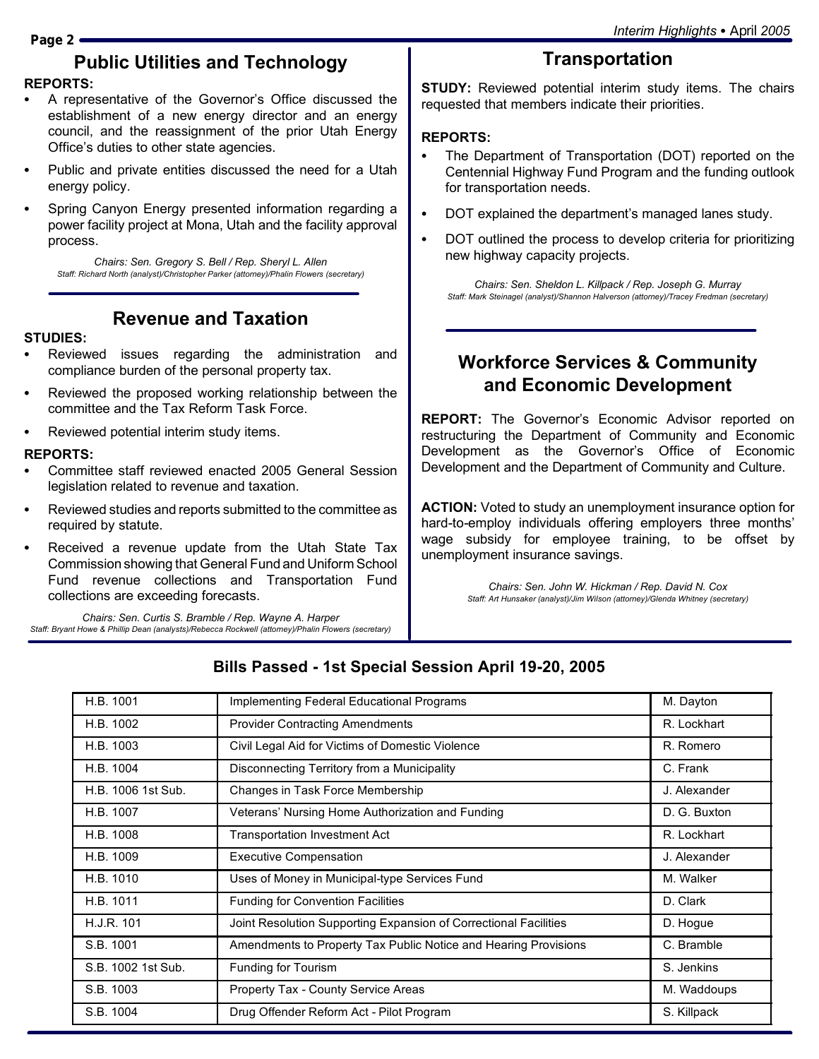## Public Utilities and Technology

**REPORTS:**

- A representative of the Governor's Office discussed the establishment of a new energy director and an energy council, and the reassignment of the prior Utah Energy Office's duties to other state agencies.
- Public and private entities discussed the need for a Utah energy policy.
- Spring Canyon Energy presented information regarding a power facility project at Mona, Utah and the facility approval process.

*Chairs: Sen. Gregory S. Bell / Rep. Sheryl L. Allen*
*Staff: Richard North (analyst)/Christopher Parker (attorney)/Phalin Flowers (secretary)*

## Revenue and Taxation

**STUDIES:**

- Reviewed issues regarding the administration and compliance burden of the personal property tax.
- Reviewed the proposed working relationship between the committee and the Tax Reform Task Force.
- Reviewed potential interim study items.

**REPORTS:**

- Committee staff reviewed enacted 2005 General Session legislation related to revenue and taxation.
- Reviewed studies and reports submitted to the committee as required by statute.
- Received a revenue update from the Utah State Tax Commission showing that General Fund and Uniform School Fund revenue collections and Transportation Fund collections are exceeding forecasts.

*Chairs: Sen. Curtis S. Bramble / Rep. Wayne A. Harper*
*Staff: Bryant Howe & Phillip Dean (analysts)/Rebecca Rockwell (attorney)/Phalin Flowers (secretary)*

## Transportation

**STUDY:** Reviewed potential interim study items. The chairs requested that members indicate their priorities.

**REPORTS:**

- The Department of Transportation (DOT) reported on the Centennial Highway Fund Program and the funding outlook for transportation needs.
- DOT explained the department's managed lanes study.
- DOT outlined the process to develop criteria for prioritizing new highway capacity projects.

*Chairs: Sen. Sheldon L. Killpack / Rep. Joseph G. Murray*
*Staff: Mark Steinagel (analyst)/Shannon Halverson (attorney)/Tracey Fredman (secretary)*

## Workforce Services & Community and Economic Development

**REPORT:** The Governor's Economic Advisor reported on restructuring the Department of Community and Economic Development as the Governor's Office of Economic Development and the Department of Community and Culture.

**ACTION:** Voted to study an unemployment insurance option for hard-to-employ individuals offering employers three months' wage subsidy for employee training, to be offset by unemployment insurance savings.

*Chairs: Sen. John W. Hickman / Rep. David N. Cox*
*Staff: Art Hunsaker (analyst)/Jim Wilson (attorney)/Glenda Whitney (secretary)*

## Bills Passed - 1st Special Session April 19-20, 2005

| | | |
|---|---|---|
| H.B. 1001 | Implementing Federal Educational Programs | M. Dayton |
| H.B. 1002 | Provider Contracting Amendments | R. Lockhart |
| H.B. 1003 | Civil Legal Aid for Victims of Domestic Violence | R. Romero |
| H.B. 1004 | Disconnecting Territory from a Municipality | C. Frank |
| H.B. 1006 1st Sub. | Changes in Task Force Membership | J. Alexander |
| H.B. 1007 | Veterans' Nursing Home Authorization and Funding | D. G. Buxton |
| H.B. 1008 | Transportation Investment Act | R. Lockhart |
| H.B. 1009 | Executive Compensation | J. Alexander |
| H.B. 1010 | Uses of Money in Municipal-type Services Fund | M. Walker |
| H.B. 1011 | Funding for Convention Facilities | D. Clark |
| H.J.R. 101 | Joint Resolution Supporting Expansion of Correctional Facilities | D. Hogue |
| S.B. 1001 | Amendments to Property Tax Public Notice and Hearing Provisions | C. Bramble |
| S.B. 1002 1st Sub. | Funding for Tourism | S. Jenkins |
| S.B. 1003 | Property Tax - County Service Areas | M. Waddoups |
| S.B. 1004 | Drug Offender Reform Act - Pilot Program | S. Killpack |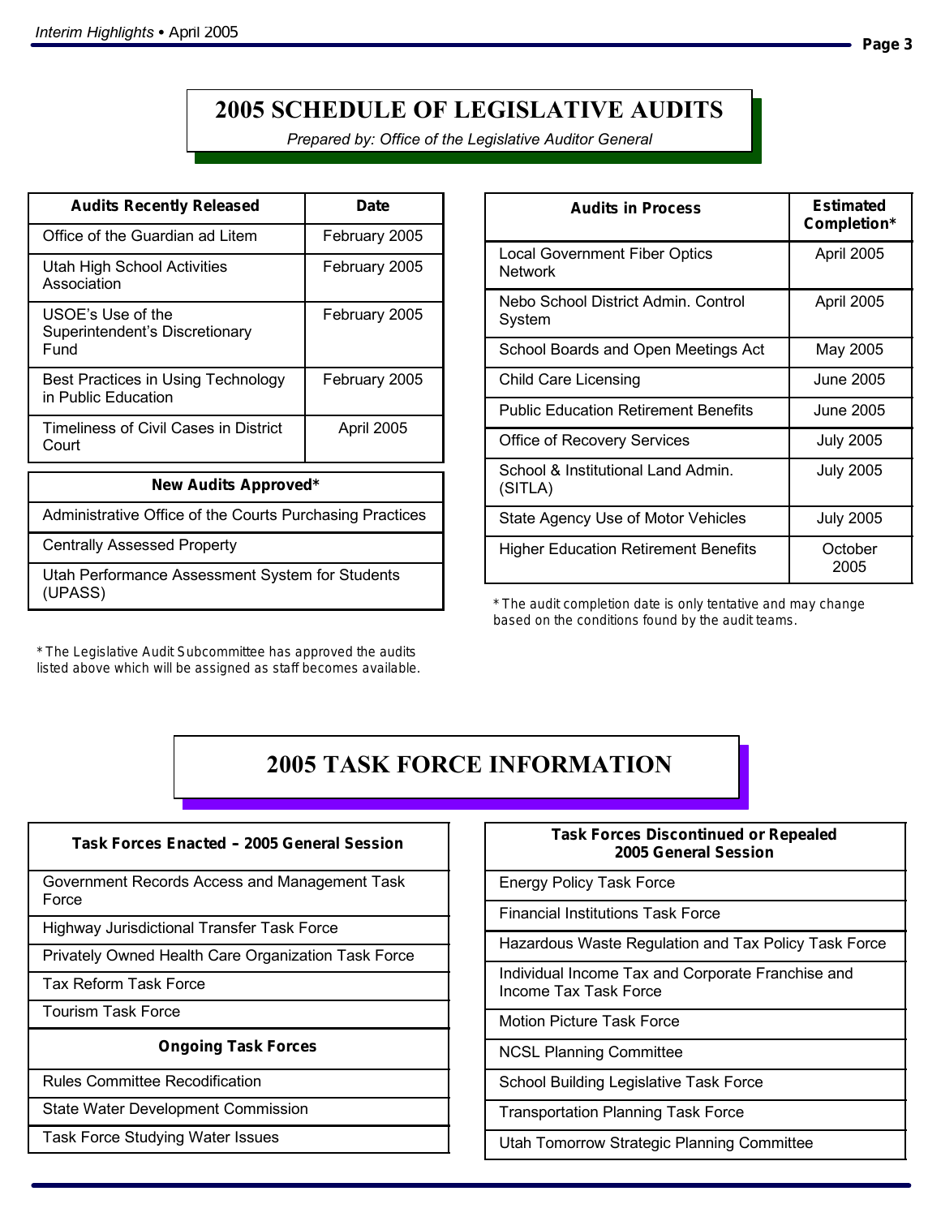# 2005 SCHEDULE OF LEGISLATIVE AUDITS

*Prepared by: Office of the Legislative Auditor General*

| Audits Recently Released | Date |
|---|---|
| Office of the Guardian ad Litem | February 2005 |
| Utah High School Activities Association | February 2005 |
| USOE's Use of the Superintendent's Discretionary Fund | February 2005 |
| Best Practices in Using Technology in Public Education | February 2005 |
| Timeliness of Civil Cases in District Court | April 2005 |

| New Audits Approved* |
|---|
| Administrative Office of the Courts Purchasing Practices |
| Centrally Assessed Property |
| Utah Performance Assessment System for Students (UPASS) |

* The Legislative Audit Subcommittee has approved the audits listed above which will be assigned as staff becomes available.

| Audits in Process | Estimated Completion* |
|---|---|
| Local Government Fiber Optics Network | April 2005 |
| Nebo School District Admin. Control System | April 2005 |
| School Boards and Open Meetings Act | May 2005 |
| Child Care Licensing | June 2005 |
| Public Education Retirement Benefits | June 2005 |
| Office of Recovery Services | July 2005 |
| School & Institutional Land Admin. (SITLA) | July 2005 |
| State Agency Use of Motor Vehicles | July 2005 |
| Higher Education Retirement Benefits | October 2005 |

* The audit completion date is only tentative and may change based on the conditions found by the audit teams.

# 2005 TASK FORCE INFORMATION

| Task Forces Enacted – 2005 General Session |
|---|
| Government Records Access and Management Task Force |
| Highway Jurisdictional Transfer Task Force |
| Privately Owned Health Care Organization Task Force |
| Tax Reform Task Force |
| Tourism Task Force |

| Ongoing Task Forces |
|---|
| Rules Committee Recodification |
| State Water Development Commission |
| Task Force Studying Water Issues |

| Task Forces Discontinued or Repealed 2005 General Session |
|---|
| Energy Policy Task Force |
| Financial Institutions Task Force |
| Hazardous Waste Regulation and Tax Policy Task Force |
| Individual Income Tax and Corporate Franchise and Income Tax Task Force |
| Motion Picture Task Force |
| NCSL Planning Committee |
| School Building Legislative Task Force |
| Transportation Planning Task Force |
| Utah Tomorrow Strategic Planning Committee |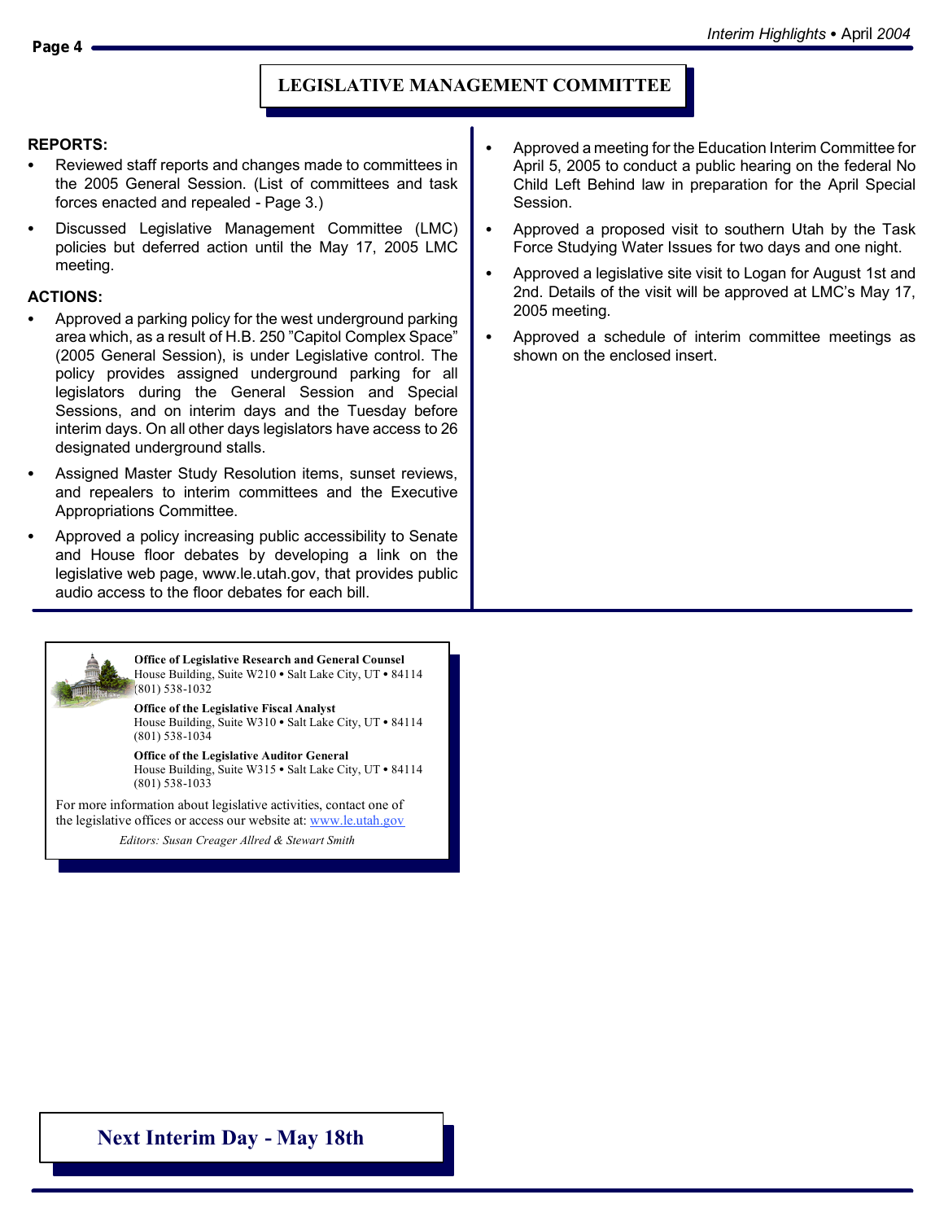## LEGISLATIVE MANAGEMENT COMMITTEE

**REPORTS:**

- Reviewed staff reports and changes made to committees in the 2005 General Session. (List of committees and task forces enacted and repealed - Page 3.)
- Discussed Legislative Management Committee (LMC) policies but deferred action until the May 17, 2005 LMC meeting.

**ACTIONS:**

- Approved a parking policy for the west underground parking area which, as a result of H.B. 250 "Capitol Complex Space" (2005 General Session), is under Legislative control. The policy provides assigned underground parking for all legislators during the General Session and Special Sessions, and on interim days and the Tuesday before interim days. On all other days legislators have access to 26 designated underground stalls.
- Assigned Master Study Resolution items, sunset reviews, and repealers to interim committees and the Executive Appropriations Committee.
- Approved a policy increasing public accessibility to Senate and House floor debates by developing a link on the legislative web page, www.le.utah.gov, that provides public audio access to the floor debates for each bill.
- Approved a meeting for the Education Interim Committee for April 5, 2005 to conduct a public hearing on the federal No Child Left Behind law in preparation for the April Special Session.
- Approved a proposed visit to southern Utah by the Task Force Studying Water Issues for two days and one night.
- Approved a legislative site visit to Logan for August 1st and 2nd. Details of the visit will be approved at LMC's May 17, 2005 meeting.
- Approved a schedule of interim committee meetings as shown on the enclosed insert.

**Office of Legislative Research and General Counsel**
House Building, Suite W210 • Salt Lake City, UT • 84114
(801) 538-1032

**Office of the Legislative Fiscal Analyst**
House Building, Suite W310 • Salt Lake City, UT • 84114
(801) 538-1034

**Office of the Legislative Auditor General**
House Building, Suite W315 • Salt Lake City, UT • 84114
(801) 538-1033

For more information about legislative activities, contact one of the legislative offices or access our website at: www.le.utah.gov

*Editors: Susan Creager Allred & Stewart Smith*

## Next Interim Day - May 18th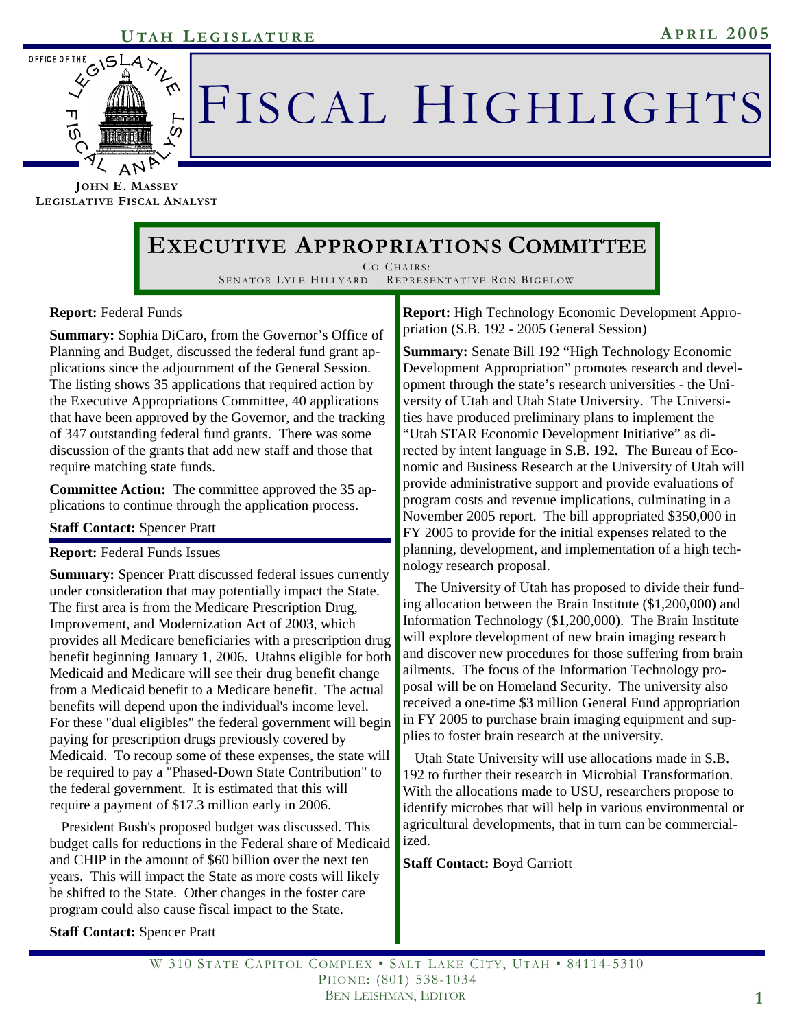# FISCAL HIGHLIGHTS

**UTAH LEGISLATURE** — **APRIL 2005**

**JOHN E. MASSEY**
**LEGISLATIVE FISCAL ANALYST**

## EXECUTIVE APPROPRIATIONS COMMITTEE

CO-CHAIRS:
SENATOR LYLE HILLYARD - REPRESENTATIVE RON BIGELOW

**Report:** Federal Funds

**Summary:** Sophia DiCaro, from the Governor's Office of Planning and Budget, discussed the federal fund grant applications since the adjournment of the General Session. The listing shows 35 applications that required action by the Executive Appropriations Committee, 40 applications that have been approved by the Governor, and the tracking of 347 outstanding federal fund grants. There was some discussion of the grants that add new staff and those that require matching state funds.

**Committee Action:** The committee approved the 35 applications to continue through the application process.

**Staff Contact:** Spencer Pratt

**Report:** Federal Funds Issues

**Summary:** Spencer Pratt discussed federal issues currently under consideration that may potentially impact the State. The first area is from the Medicare Prescription Drug, Improvement, and Modernization Act of 2003, which provides all Medicare beneficiaries with a prescription drug benefit beginning January 1, 2006. Utahns eligible for both Medicaid and Medicare will see their drug benefit change from a Medicaid benefit to a Medicare benefit. The actual benefits will depend upon the individual's income level. For these "dual eligibles" the federal government will begin paying for prescription drugs previously covered by Medicaid. To recoup some of these expenses, the state will be required to pay a "Phased-Down State Contribution" to the federal government. It is estimated that this will require a payment of $17.3 million early in 2006.

President Bush's proposed budget was discussed. This budget calls for reductions in the Federal share of Medicaid and CHIP in the amount of $60 billion over the next ten years. This will impact the State as more costs will likely be shifted to the State. Other changes in the foster care program could also cause fiscal impact to the State.

**Staff Contact:** Spencer Pratt

**Report:** High Technology Economic Development Appropriation (S.B. 192 - 2005 General Session)

**Summary:** Senate Bill 192 "High Technology Economic Development Appropriation" promotes research and development through the state's research universities - the University of Utah and Utah State University. The Universities have produced preliminary plans to implement the "Utah STAR Economic Development Initiative" as directed by intent language in S.B. 192. The Bureau of Economic and Business Research at the University of Utah will provide administrative support and provide evaluations of program costs and revenue implications, culminating in a November 2005 report. The bill appropriated $350,000 in FY 2005 to provide for the initial expenses related to the planning, development, and implementation of a high technology research proposal.

The University of Utah has proposed to divide their funding allocation between the Brain Institute ($1,200,000) and Information Technology ($1,200,000). The Brain Institute will explore development of new brain imaging research and discover new procedures for those suffering from brain ailments. The focus of the Information Technology proposal will be on Homeland Security. The university also received a one-time $3 million General Fund appropriation in FY 2005 to purchase brain imaging equipment and supplies to foster brain research at the university.

Utah State University will use allocations made in S.B. 192 to further their research in Microbial Transformation. With the allocations made to USU, researchers propose to identify microbes that will help in various environmental or agricultural developments, that in turn can be commercialized.

**Staff Contact:** Boyd Garriott

W 310 STATE CAPITOL COMPLEX • SALT LAKE CITY, UTAH • 84114-5310
PHONE: (801) 538-1034
BEN LEISHMAN, EDITOR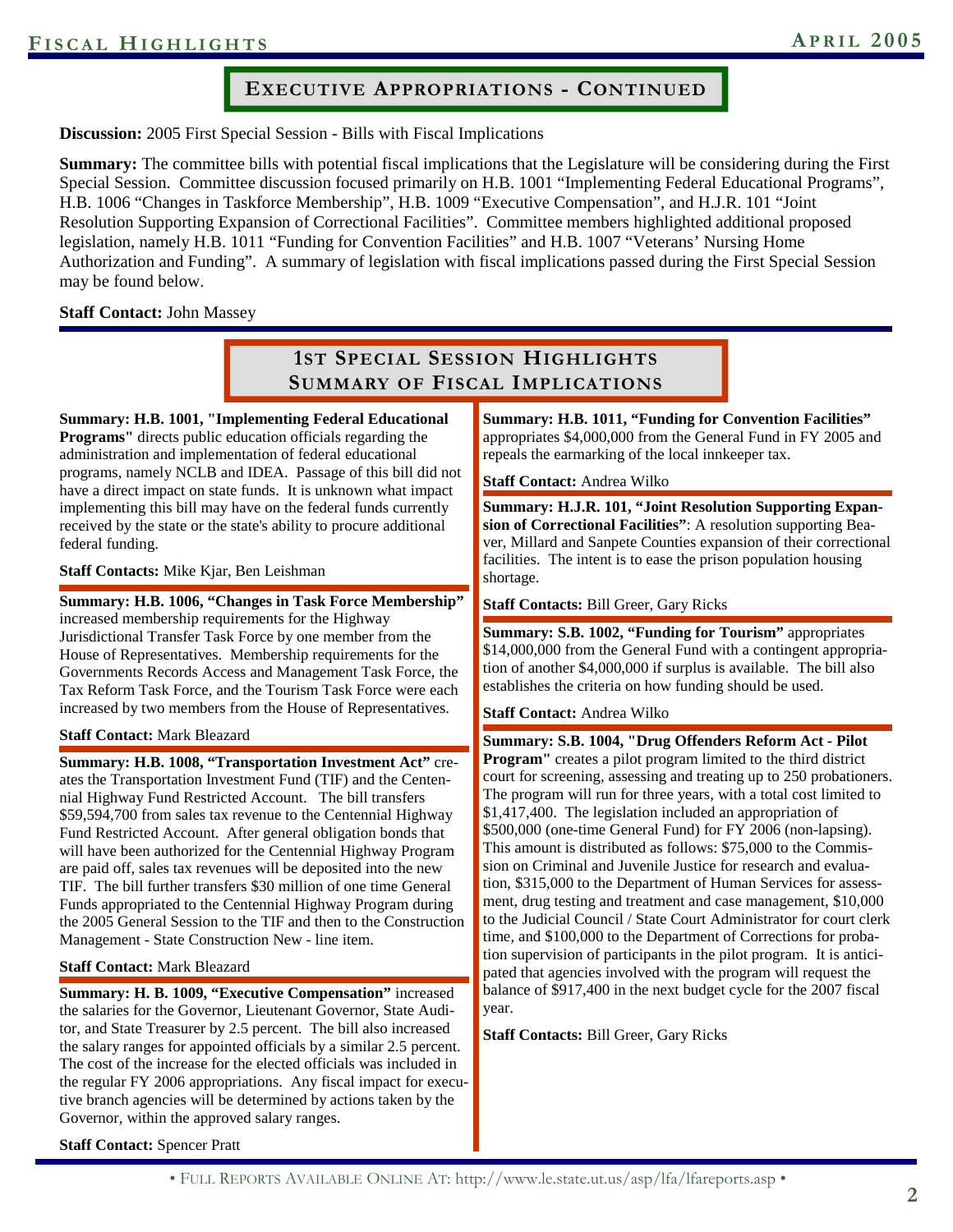## Executive Appropriations - Continued

**Discussion:** 2005 First Special Session - Bills with Fiscal Implications

**Summary:** The committee bills with potential fiscal implications that the Legislature will be considering during the First Special Session. Committee discussion focused primarily on H.B. 1001 "Implementing Federal Educational Programs", H.B. 1006 "Changes in Taskforce Membership", H.B. 1009 "Executive Compensation", and H.J.R. 101 "Joint Resolution Supporting Expansion of Correctional Facilities". Committee members highlighted additional proposed legislation, namely H.B. 1011 "Funding for Convention Facilities" and H.B. 1007 "Veterans' Nursing Home Authorization and Funding". A summary of legislation with fiscal implications passed during the First Special Session may be found below.

**Staff Contact:** John Massey

## 1st Special Session Highlights
## Summary of Fiscal Implications

**Summary: H.B. 1001, "Implementing Federal Educational Programs"** directs public education officials regarding the administration and implementation of federal educational programs, namely NCLB and IDEA. Passage of this bill did not have a direct impact on state funds. It is unknown what impact implementing this bill may have on the federal funds currently received by the state or the state's ability to procure additional federal funding.

**Staff Contacts:** Mike Kjar, Ben Leishman

**Summary: H.B. 1006, "Changes in Task Force Membership"** increased membership requirements for the Highway Jurisdictional Transfer Task Force by one member from the House of Representatives. Membership requirements for the Governments Records Access and Management Task Force, the Tax Reform Task Force, and the Tourism Task Force were each increased by two members from the House of Representatives.

**Staff Contact:** Mark Bleazard

**Summary: H.B. 1008, "Transportation Investment Act"** creates the Transportation Investment Fund (TIF) and the Centennial Highway Fund Restricted Account. The bill transfers $59,594,700 from sales tax revenue to the Centennial Highway Fund Restricted Account. After general obligation bonds that will have been authorized for the Centennial Highway Program are paid off, sales tax revenues will be deposited into the new TIF. The bill further transfers $30 million of one time General Funds appropriated to the Centennial Highway Program during the 2005 General Session to the TIF and then to the Construction Management - State Construction New - line item.

**Staff Contact:** Mark Bleazard

**Summary: H. B. 1009, "Executive Compensation"** increased the salaries for the Governor, Lieutenant Governor, State Auditor, and State Treasurer by 2.5 percent. The bill also increased the salary ranges for appointed officials by a similar 2.5 percent. The cost of the increase for the elected officials was included in the regular FY 2006 appropriations. Any fiscal impact for executive branch agencies will be determined by actions taken by the Governor, within the approved salary ranges.

**Staff Contact:** Spencer Pratt

**Summary: H.B. 1011, "Funding for Convention Facilities"** appropriates $4,000,000 from the General Fund in FY 2005 and repeals the earmarking of the local innkeeper tax.

**Staff Contact:** Andrea Wilko

**Summary: H.J.R. 101, "Joint Resolution Supporting Expansion of Correctional Facilities"**: A resolution supporting Beaver, Millard and Sanpete Counties expansion of their correctional facilities. The intent is to ease the prison population housing shortage.

**Staff Contacts:** Bill Greer, Gary Ricks

**Summary: S.B. 1002, "Funding for Tourism"** appropriates $14,000,000 from the General Fund with a contingent appropriation of another $4,000,000 if surplus is available. The bill also establishes the criteria on how funding should be used.

**Staff Contact:** Andrea Wilko

**Summary: S.B. 1004, "Drug Offenders Reform Act - Pilot Program"** creates a pilot program limited to the third district court for screening, assessing and treating up to 250 probationers. The program will run for three years, with a total cost limited to $1,417,400. The legislation included an appropriation of $500,000 (one-time General Fund) for FY 2006 (non-lapsing). This amount is distributed as follows: $75,000 to the Commission on Criminal and Juvenile Justice for research and evaluation, $315,000 to the Department of Human Services for assessment, drug testing and treatment and case management, $10,000 to the Judicial Council / State Court Administrator for court clerk time, and $100,000 to the Department of Corrections for probation supervision of participants in the pilot program. It is anticipated that agencies involved with the program will request the balance of $917,400 in the next budget cycle for the 2007 fiscal year.

**Staff Contacts:** Bill Greer, Gary Ricks

• Full Reports Available Online At: http://www.le.state.ut.us/asp/lfa/lfareports.asp •